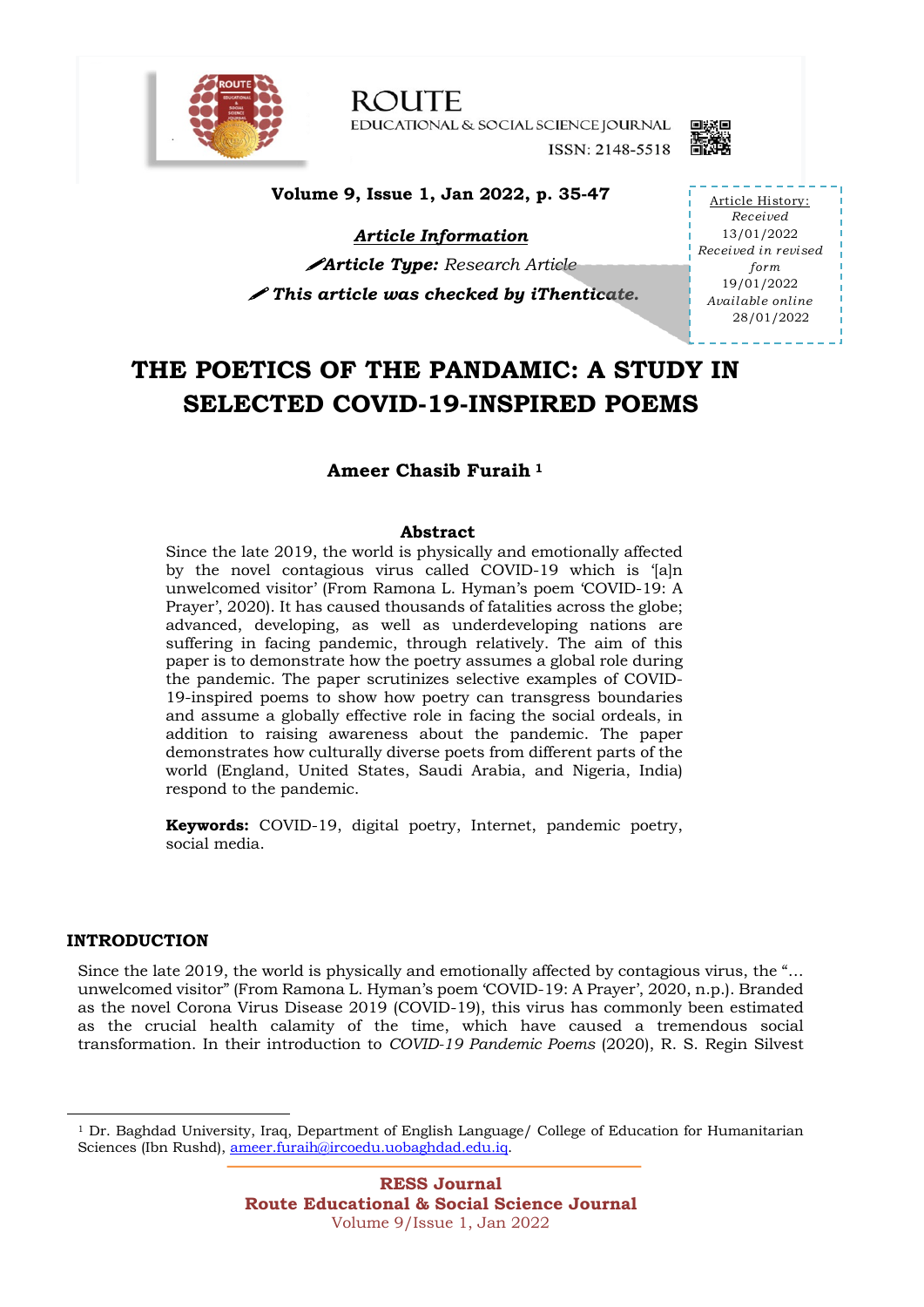**Article Information**

**Article Type:** *Research Article*

***This article was checked by iThenticate.***

Article History:
*Received*
13/01/2022
*Received in revised form*
19/01/2022
*Available online*
28/01/2022

# THE POETICS OF THE PANDAMIC: A STUDY IN SELECTED COVID-19-INSPIRED POEMS

**Ameer Chasib Furaih [1]**

## Abstract

Since the late 2019, the world is physically and emotionally affected by the novel contagious virus called COVID-19 which is '[a]n unwelcomed visitor' (From Ramona L. Hyman's poem 'COVID-19: A Prayer', 2020). It has caused thousands of fatalities across the globe; advanced, developing, as well as underdeveloping nations are suffering in facing pandemic, through relatively. The aim of this paper is to demonstrate how the poetry assumes a global role during the pandemic. The paper scrutinizes selective examples of COVID-19-inspired poems to show how poetry can transgress boundaries and assume a globally effective role in facing the social ordeals, in addition to raising awareness about the pandemic. The paper demonstrates how culturally diverse poets from different parts of the world (England, United States, Saudi Arabia, and Nigeria, India) respond to the pandemic.

**Keywords:** COVID-19, digital poetry, Internet, pandemic poetry, social media.

## INTRODUCTION

Since the late 2019, the world is physically and emotionally affected by contagious virus, the "… unwelcomed visitor" (From Ramona L. Hyman's poem 'COVID-19: A Prayer', 2020, n.p.). Branded as the novel Corona Virus Disease 2019 (COVID-19), this virus has commonly been estimated as the crucial health calamity of the time, which have caused a tremendous social transformation. In their introduction to *COVID-19 Pandemic Poems* (2020), R. S. Regin Silvest

---

[1] Dr. Baghdad University, Iraq, Department of English Language/ College of Education for Humanitarian Sciences (Ibn Rushd), ameer.furaih@ircoedu.uobaghdad.edu.iq.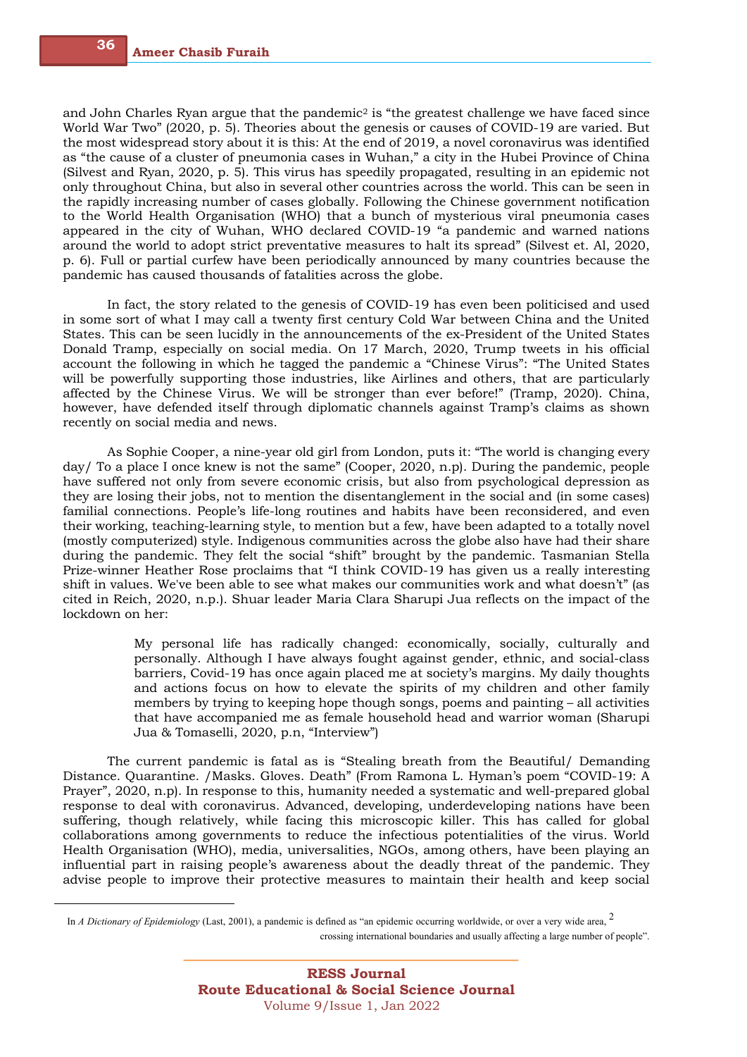and John Charles Ryan argue that the pandemic[2] is "the greatest challenge we have faced since World War Two" (2020, p. 5). Theories about the genesis or causes of COVID-19 are varied. But the most widespread story about it is this: At the end of 2019, a novel coronavirus was identified as "the cause of a cluster of pneumonia cases in Wuhan," a city in the Hubei Province of China (Silvest and Ryan, 2020, p. 5). This virus has speedily propagated, resulting in an epidemic not only throughout China, but also in several other countries across the world. This can be seen in the rapidly increasing number of cases globally. Following the Chinese government notification to the World Health Organisation (WHO) that a bunch of mysterious viral pneumonia cases appeared in the city of Wuhan, WHO declared COVID-19 "a pandemic and warned nations around the world to adopt strict preventative measures to halt its spread" (Silvest et. Al, 2020, p. 6). Full or partial curfew have been periodically announced by many countries because the pandemic has caused thousands of fatalities across the globe.

In fact, the story related to the genesis of COVID-19 has even been politicised and used in some sort of what I may call a twenty first century Cold War between China and the United States. This can be seen lucidly in the announcements of the ex-President of the United States Donald Tramp, especially on social media. On 17 March, 2020, Trump tweets in his official account the following in which he tagged the pandemic a "Chinese Virus": "The United States will be powerfully supporting those industries, like Airlines and others, that are particularly affected by the Chinese Virus. We will be stronger than ever before!" (Tramp, 2020). China, however, have defended itself through diplomatic channels against Tramp's claims as shown recently on social media and news.

As Sophie Cooper, a nine-year old girl from London, puts it: "The world is changing every day/ To a place I once knew is not the same" (Cooper, 2020, n.p). During the pandemic, people have suffered not only from severe economic crisis, but also from psychological depression as they are losing their jobs, not to mention the disentanglement in the social and (in some cases) familial connections. People's life-long routines and habits have been reconsidered, and even their working, teaching-learning style, to mention but a few, have been adapted to a totally novel (mostly computerized) style. Indigenous communities across the globe also have had their share during the pandemic. They felt the social "shift" brought by the pandemic. Tasmanian Stella Prize-winner Heather Rose proclaims that "I think COVID-19 has given us a really interesting shift in values. We've been able to see what makes our communities work and what doesn't" (as cited in Reich, 2020, n.p.). Shuar leader Maria Clara Sharupi Jua reflects on the impact of the lockdown on her:

> My personal life has radically changed: economically, socially, culturally and personally. Although I have always fought against gender, ethnic, and social-class barriers, Covid-19 has once again placed me at society's margins. My daily thoughts and actions focus on how to elevate the spirits of my children and other family members by trying to keeping hope though songs, poems and painting – all activities that have accompanied me as female household head and warrior woman (Sharupi Jua & Tomaselli, 2020, p.n, "Interview")

The current pandemic is fatal as is "Stealing breath from the Beautiful/ Demanding Distance. Quarantine. /Masks. Gloves. Death" (From Ramona L. Hyman's poem "COVID-19: A Prayer", 2020, n.p). In response to this, humanity needed a systematic and well-prepared global response to deal with coronavirus. Advanced, developing, underdeveloping nations have been suffering, though relatively, while facing this microscopic killer. This has called for global collaborations among governments to reduce the infectious potentialities of the virus. World Health Organisation (WHO), media, universalities, NGOs, among others, have been playing an influential part in raising people's awareness about the deadly threat of the pandemic. They advise people to improve their protective measures to maintain their health and keep social

---

[2] In *A Dictionary of Epidemiology* (Last, 2001), a pandemic is defined as "an epidemic occurring worldwide, or over a very wide area, crossing international boundaries and usually affecting a large number of people".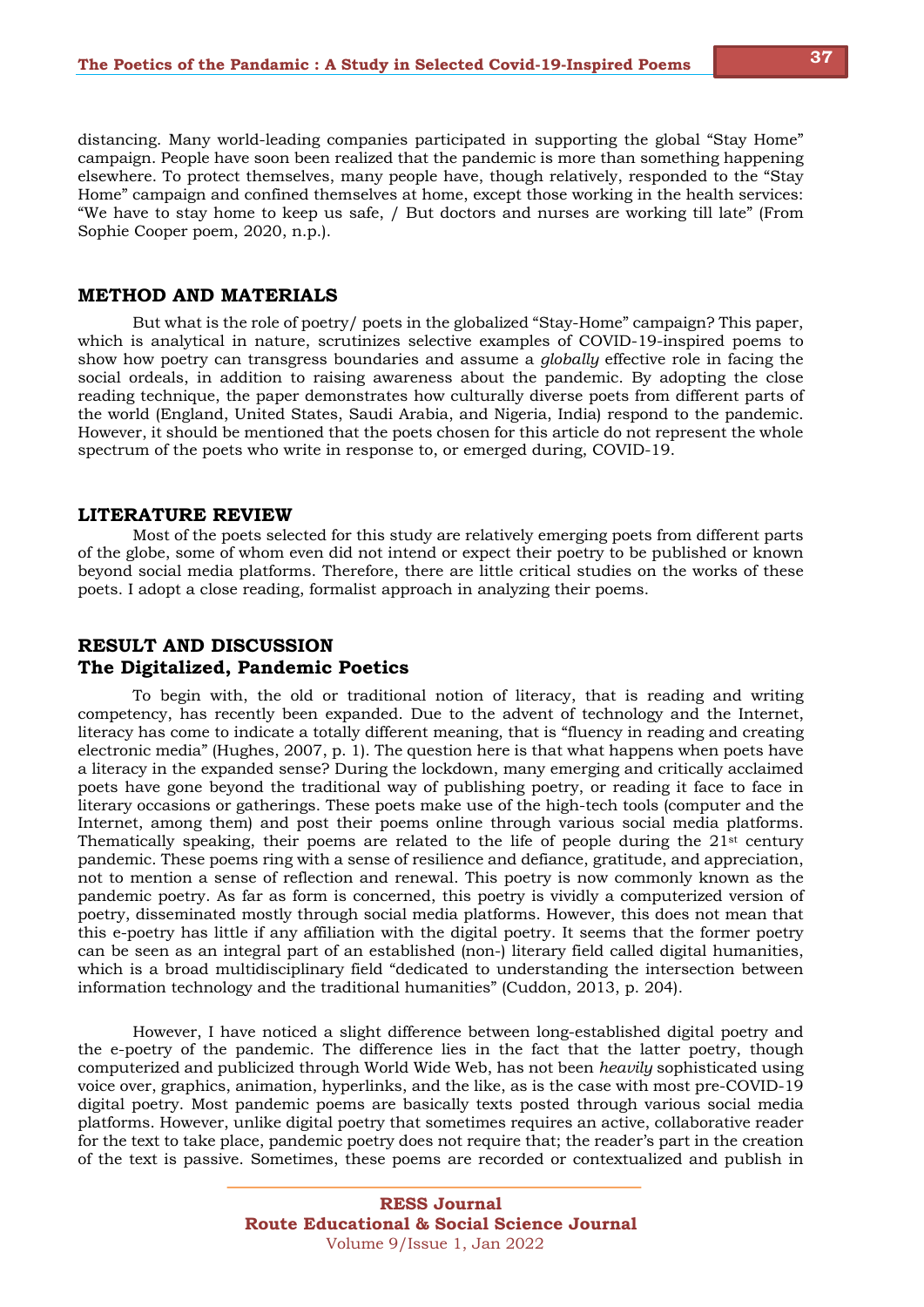distancing. Many world-leading companies participated in supporting the global "Stay Home" campaign. People have soon been realized that the pandemic is more than something happening elsewhere. To protect themselves, many people have, though relatively, responded to the "Stay Home" campaign and confined themselves at home, except those working in the health services: "We have to stay home to keep us safe, / But doctors and nurses are working till late" (From Sophie Cooper poem, 2020, n.p.).

## METHOD AND MATERIALS

But what is the role of poetry/ poets in the globalized "Stay-Home" campaign? This paper, which is analytical in nature, scrutinizes selective examples of COVID-19-inspired poems to show how poetry can transgress boundaries and assume a *globally* effective role in facing the social ordeals, in addition to raising awareness about the pandemic. By adopting the close reading technique, the paper demonstrates how culturally diverse poets from different parts of the world (England, United States, Saudi Arabia, and Nigeria, India) respond to the pandemic. However, it should be mentioned that the poets chosen for this article do not represent the whole spectrum of the poets who write in response to, or emerged during, COVID-19.

## LITERATURE REVIEW

Most of the poets selected for this study are relatively emerging poets from different parts of the globe, some of whom even did not intend or expect their poetry to be published or known beyond social media platforms. Therefore, there are little critical studies on the works of these poets. I adopt a close reading, formalist approach in analyzing their poems.

## RESULT AND DISCUSSION

### The Digitalized, Pandemic Poetics

To begin with, the old or traditional notion of literacy, that is reading and writing competency, has recently been expanded. Due to the advent of technology and the Internet, literacy has come to indicate a totally different meaning, that is "fluency in reading and creating electronic media" (Hughes, 2007, p. 1). The question here is that what happens when poets have a literacy in the expanded sense? During the lockdown, many emerging and critically acclaimed poets have gone beyond the traditional way of publishing poetry, or reading it face to face in literary occasions or gatherings. These poets make use of the high-tech tools (computer and the Internet, among them) and post their poems online through various social media platforms. Thematically speaking, their poems are related to the life of people during the 21st century pandemic. These poems ring with a sense of resilience and defiance, gratitude, and appreciation, not to mention a sense of reflection and renewal. This poetry is now commonly known as the pandemic poetry. As far as form is concerned, this poetry is vividly a computerized version of poetry, disseminated mostly through social media platforms. However, this does not mean that this e-poetry has little if any affiliation with the digital poetry. It seems that the former poetry can be seen as an integral part of an established (non-) literary field called digital humanities, which is a broad multidisciplinary field "dedicated to understanding the intersection between information technology and the traditional humanities" (Cuddon, 2013, p. 204).

However, I have noticed a slight difference between long-established digital poetry and the e-poetry of the pandemic. The difference lies in the fact that the latter poetry, though computerized and publicized through World Wide Web, has not been *heavily* sophisticated using voice over, graphics, animation, hyperlinks, and the like, as is the case with most pre-COVID-19 digital poetry. Most pandemic poems are basically texts posted through various social media platforms. However, unlike digital poetry that sometimes requires an active, collaborative reader for the text to take place, pandemic poetry does not require that; the reader's part in the creation of the text is passive. Sometimes, these poems are recorded or contextualized and publish in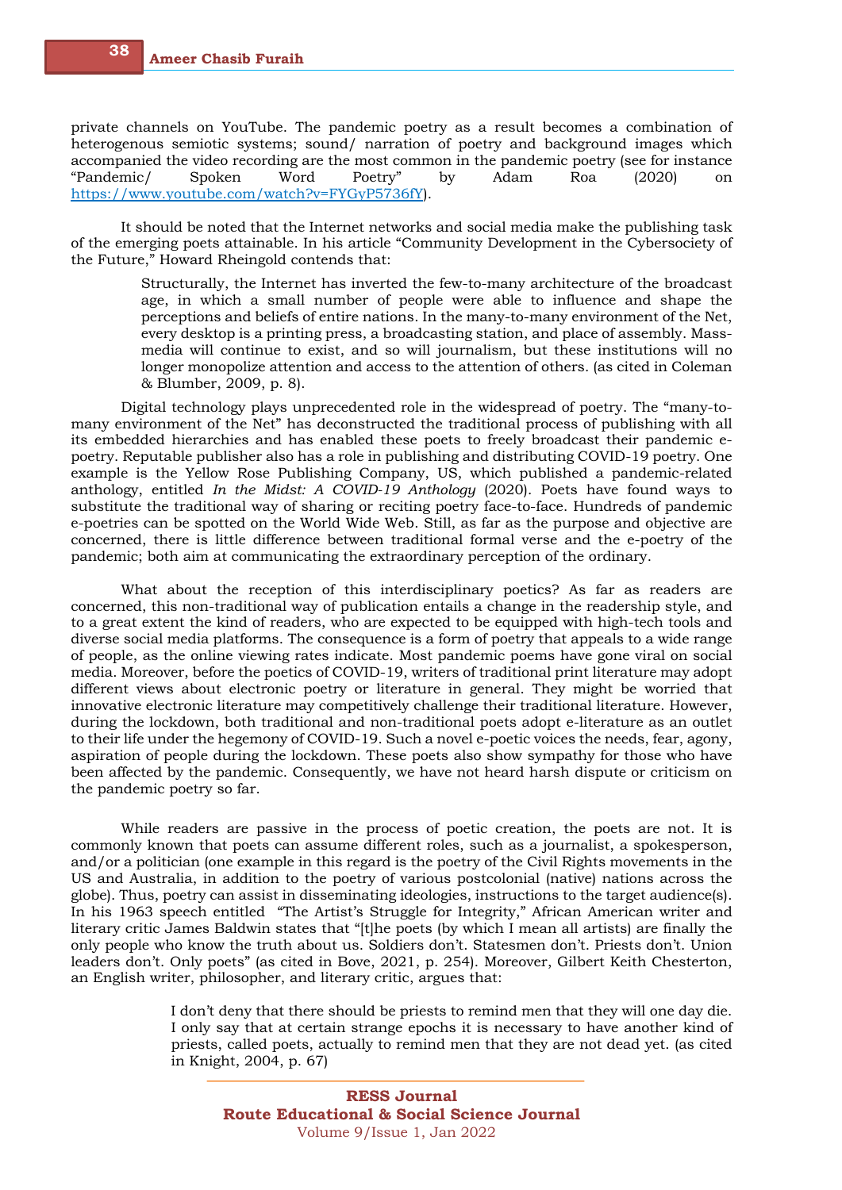private channels on YouTube. The pandemic poetry as a result becomes a combination of heterogenous semiotic systems; sound/ narration of poetry and background images which accompanied the video recording are the most common in the pandemic poetry (see for instance "Pandemic/ Spoken Word Poetry" by Adam Roa (2020) on https://www.youtube.com/watch?v=FYGyP5736fY).

It should be noted that the Internet networks and social media make the publishing task of the emerging poets attainable. In his article "Community Development in the Cybersociety of the Future," Howard Rheingold contends that:

> Structurally, the Internet has inverted the few-to-many architecture of the broadcast age, in which a small number of people were able to influence and shape the perceptions and beliefs of entire nations. In the many-to-many environment of the Net, every desktop is a printing press, a broadcasting station, and place of assembly. Mass-media will continue to exist, and so will journalism, but these institutions will no longer monopolize attention and access to the attention of others. (as cited in Coleman & Blumber, 2009, p. 8).

Digital technology plays unprecedented role in the widespread of poetry. The "many-to-many environment of the Net" has deconstructed the traditional process of publishing with all its embedded hierarchies and has enabled these poets to freely broadcast their pandemic e-poetry. Reputable publisher also has a role in publishing and distributing COVID-19 poetry. One example is the Yellow Rose Publishing Company, US, which published a pandemic-related anthology, entitled *In the Midst: A COVID-19 Anthology* (2020). Poets have found ways to substitute the traditional way of sharing or reciting poetry face-to-face. Hundreds of pandemic e-poetries can be spotted on the World Wide Web. Still, as far as the purpose and objective are concerned, there is little difference between traditional formal verse and the e-poetry of the pandemic; both aim at communicating the extraordinary perception of the ordinary.

What about the reception of this interdisciplinary poetics? As far as readers are concerned, this non-traditional way of publication entails a change in the readership style, and to a great extent the kind of readers, who are expected to be equipped with high-tech tools and diverse social media platforms. The consequence is a form of poetry that appeals to a wide range of people, as the online viewing rates indicate. Most pandemic poems have gone viral on social media. Moreover, before the poetics of COVID-19, writers of traditional print literature may adopt different views about electronic poetry or literature in general. They might be worried that innovative electronic literature may competitively challenge their traditional literature. However, during the lockdown, both traditional and non-traditional poets adopt e-literature as an outlet to their life under the hegemony of COVID-19. Such a novel e-poetic voices the needs, fear, agony, aspiration of people during the lockdown. These poets also show sympathy for those who have been affected by the pandemic. Consequently, we have not heard harsh dispute or criticism on the pandemic poetry so far.

While readers are passive in the process of poetic creation, the poets are not. It is commonly known that poets can assume different roles, such as a journalist, a spokesperson, and/or a politician (one example in this regard is the poetry of the Civil Rights movements in the US and Australia, in addition to the poetry of various postcolonial (native) nations across the globe). Thus, poetry can assist in disseminating ideologies, instructions to the target audience(s). In his 1963 speech entitled "The Artist's Struggle for Integrity," African American writer and literary critic James Baldwin states that "[t]he poets (by which I mean all artists) are finally the only people who know the truth about us. Soldiers don't. Statesmen don't. Priests don't. Union leaders don't. Only poets" (as cited in Bove, 2021, p. 254). Moreover, Gilbert Keith Chesterton, an English writer, philosopher, and literary critic, argues that:

> I don't deny that there should be priests to remind men that they will one day die. I only say that at certain strange epochs it is necessary to have another kind of priests, called poets, actually to remind men that they are not dead yet. (as cited in Knight, 2004, p. 67)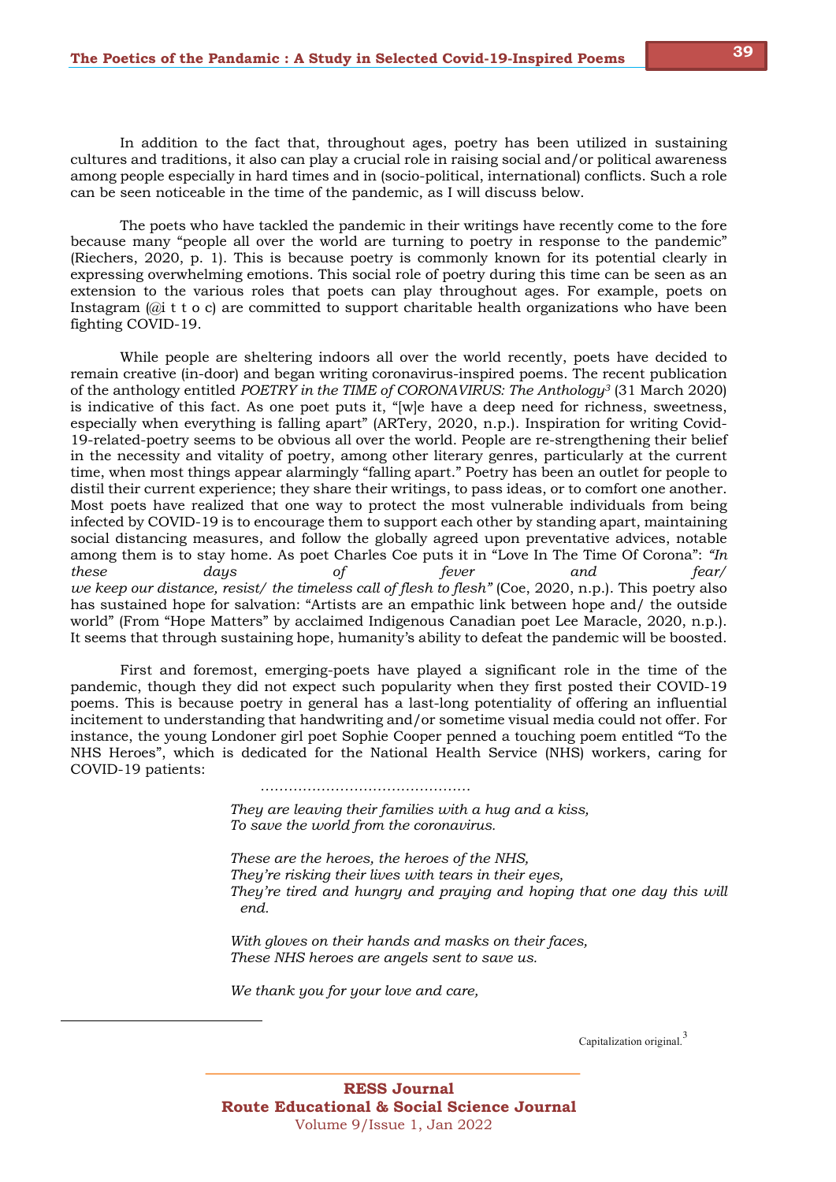In addition to the fact that, throughout ages, poetry has been utilized in sustaining cultures and traditions, it also can play a crucial role in raising social and/or political awareness among people especially in hard times and in (socio-political, international) conflicts. Such a role can be seen noticeable in the time of the pandemic, as I will discuss below.

The poets who have tackled the pandemic in their writings have recently come to the fore because many "people all over the world are turning to poetry in response to the pandemic" (Riechers, 2020, p. 1). This is because poetry is commonly known for its potential clearly in expressing overwhelming emotions. This social role of poetry during this time can be seen as an extension to the various roles that poets can play throughout ages. For example, poets on Instagram (@i t t o c) are committed to support charitable health organizations who have been fighting COVID-19.

While people are sheltering indoors all over the world recently, poets have decided to remain creative (in-door) and began writing coronavirus-inspired poems. The recent publication of the anthology entitled *POETRY in the TIME of CORONAVIRUS: The Anthology*[3] (31 March 2020) is indicative of this fact. As one poet puts it, "[w]e have a deep need for richness, sweetness, especially when everything is falling apart" (ARTery, 2020, n.p.). Inspiration for writing Covid-19-related-poetry seems to be obvious all over the world. People are re-strengthening their belief in the necessity and vitality of poetry, among other literary genres, particularly at the current time, when most things appear alarmingly "falling apart." Poetry has been an outlet for people to distil their current experience; they share their writings, to pass ideas, or to comfort one another. Most poets have realized that one way to protect the most vulnerable individuals from being infected by COVID-19 is to encourage them to support each other by standing apart, maintaining social distancing measures, and follow the globally agreed upon preventative advices, notable among them is to stay home. As poet Charles Coe puts it in "Love In The Time Of Corona": *"In these days of fever and fear/ we keep our distance, resist/ the timeless call of flesh to flesh"* (Coe, 2020, n.p.). This poetry also has sustained hope for salvation: "Artists are an empathic link between hope and/ the outside world" (From "Hope Matters" by acclaimed Indigenous Canadian poet Lee Maracle, 2020, n.p.). It seems that through sustaining hope, humanity's ability to defeat the pandemic will be boosted.

First and foremost, emerging-poets have played a significant role in the time of the pandemic, though they did not expect such popularity when they first posted their COVID-19 poems. This is because poetry in general has a last-long potentiality of offering an influential incitement to understanding that handwriting and/or sometime visual media could not offer. For instance, the young Londoner girl poet Sophie Cooper penned a touching poem entitled "To the NHS Heroes", which is dedicated for the National Health Service (NHS) workers, caring for COVID-19 patients:

……………………………………

*They are leaving their families with a hug and a kiss,*
*To save the world from the coronavirus.*

*These are the heroes, the heroes of the NHS,*
*They're risking their lives with tears in their eyes,*
*They're tired and hungry and praying and hoping that one day this will end.*

*With gloves on their hands and masks on their faces,*
*These NHS heroes are angels sent to save us.*

*We thank you for your love and care,*

---

[3] Capitalization original.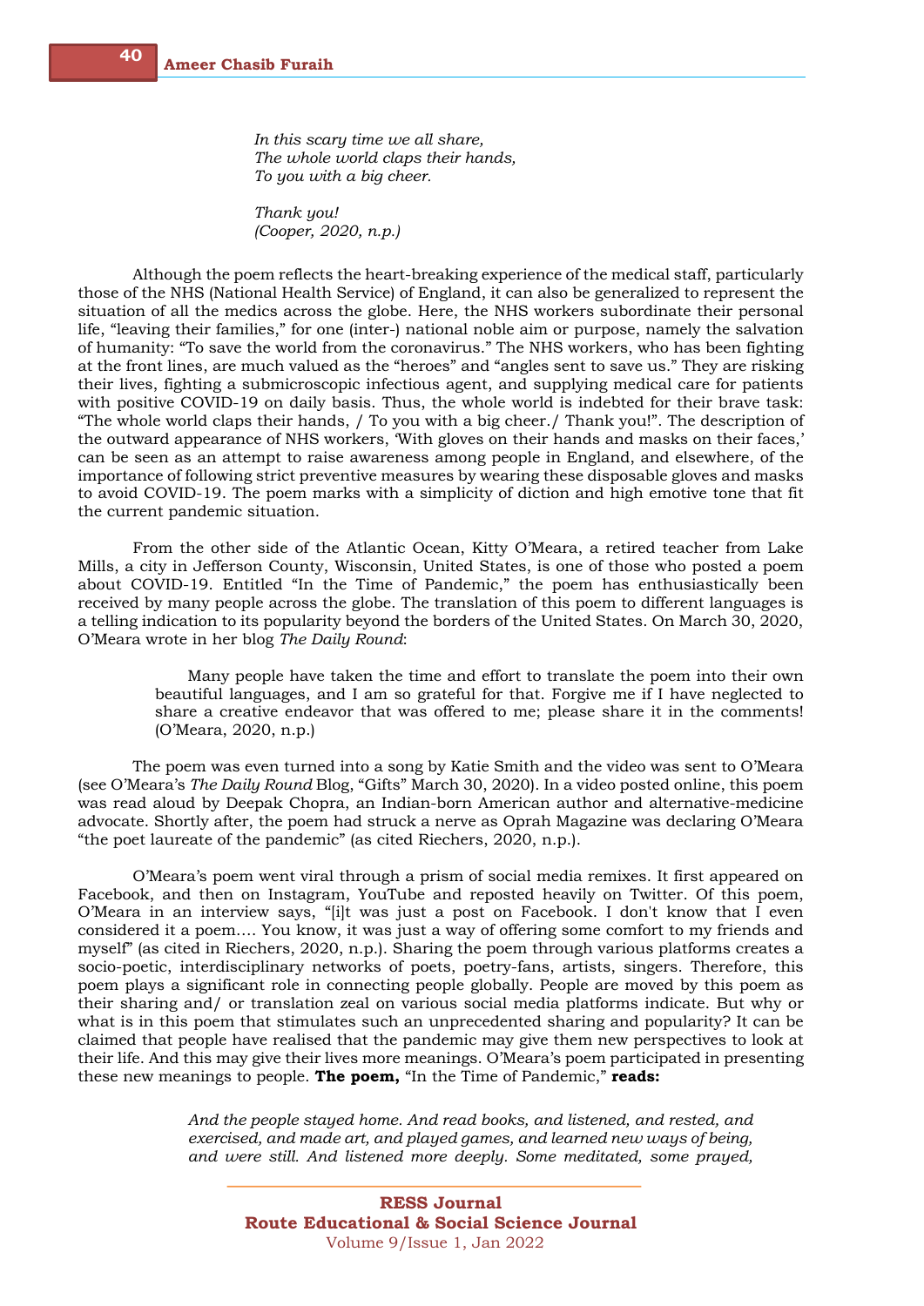*In this scary time we all share,*
*The whole world claps their hands,*
*To you with a big cheer.*

*Thank you!*
*(Cooper, 2020, n.p.)*

Although the poem reflects the heart-breaking experience of the medical staff, particularly those of the NHS (National Health Service) of England, it can also be generalized to represent the situation of all the medics across the globe. Here, the NHS workers subordinate their personal life, "leaving their families," for one (inter-) national noble aim or purpose, namely the salvation of humanity: "To save the world from the coronavirus." The NHS workers, who has been fighting at the front lines, are much valued as the "heroes" and "angles sent to save us." They are risking their lives, fighting a submicroscopic infectious agent, and supplying medical care for patients with positive COVID-19 on daily basis. Thus, the whole world is indebted for their brave task: "The whole world claps their hands, / To you with a big cheer./ Thank you!". The description of the outward appearance of NHS workers, 'With gloves on their hands and masks on their faces,' can be seen as an attempt to raise awareness among people in England, and elsewhere, of the importance of following strict preventive measures by wearing these disposable gloves and masks to avoid COVID-19. The poem marks with a simplicity of diction and high emotive tone that fit the current pandemic situation.

From the other side of the Atlantic Ocean, Kitty O'Meara, a retired teacher from Lake Mills, a city in Jefferson County, Wisconsin, United States, is one of those who posted a poem about COVID-19. Entitled "In the Time of Pandemic," the poem has enthusiastically been received by many people across the globe. The translation of this poem to different languages is a telling indication to its popularity beyond the borders of the United States. On March 30, 2020, O'Meara wrote in her blog *The Daily Round*:

> Many people have taken the time and effort to translate the poem into their own beautiful languages, and I am so grateful for that. Forgive me if I have neglected to share a creative endeavor that was offered to me; please share it in the comments! (O'Meara, 2020, n.p.)

The poem was even turned into a song by Katie Smith and the video was sent to O'Meara (see O'Meara's *The Daily Round* Blog, "Gifts" March 30, 2020). In a video posted online, this poem was read aloud by Deepak Chopra, an Indian-born American author and alternative-medicine advocate. Shortly after, the poem had struck a nerve as Oprah Magazine was declaring O'Meara "the poet laureate of the pandemic" (as cited Riechers, 2020, n.p.).

O'Meara's poem went viral through a prism of social media remixes. It first appeared on Facebook, and then on Instagram, YouTube and reposted heavily on Twitter. Of this poem, O'Meara in an interview says, "[i]t was just a post on Facebook. I don't know that I even considered it a poem.... You know, it was just a way of offering some comfort to my friends and myself" (as cited in Riechers, 2020, n.p.). Sharing the poem through various platforms creates a socio-poetic, interdisciplinary networks of poets, poetry-fans, artists, singers. Therefore, this poem plays a significant role in connecting people globally. People are moved by this poem as their sharing and/ or translation zeal on various social media platforms indicate. But why or what is in this poem that stimulates such an unprecedented sharing and popularity? It can be claimed that people have realised that the pandemic may give them new perspectives to look at their life. And this may give their lives more meanings. O'Meara's poem participated in presenting these new meanings to people. **The poem,** "In the Time of Pandemic," **reads:**

*And the people stayed home. And read books, and listened, and rested, and exercised, and made art, and played games, and learned new ways of being, and were still. And listened more deeply. Some meditated, some prayed,*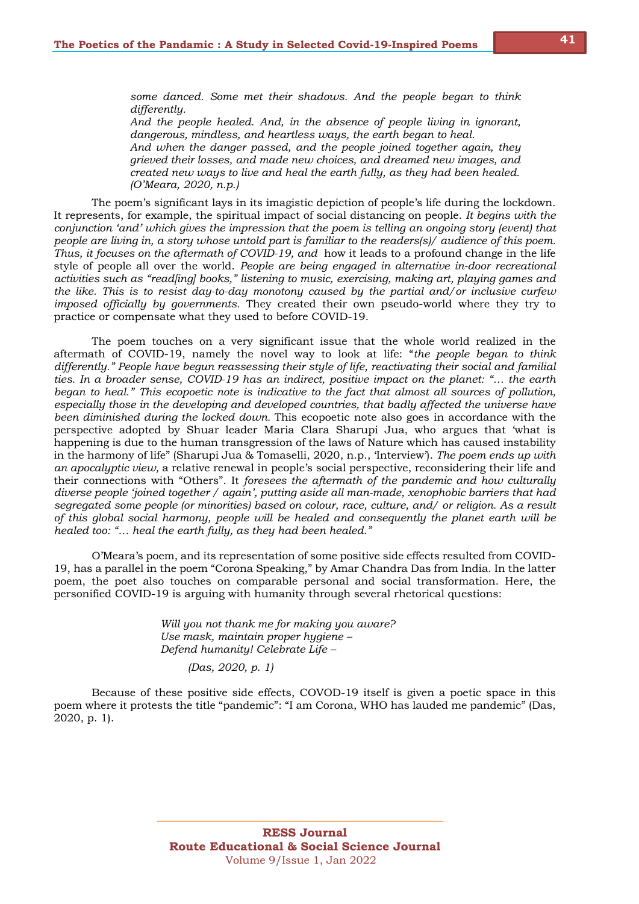*some danced. Some met their shadows. And the people began to think differently.*
*And the people healed. And, in the absence of people living in ignorant, dangerous, mindless, and heartless ways, the earth began to heal.*
*And when the danger passed, and the people joined together again, they grieved their losses, and made new choices, and dreamed new images, and created new ways to live and heal the earth fully, as they had been healed.*
*(O'Meara, 2020, n.p.)*

The poem's significant lays in its imagistic depiction of people's life during the lockdown. It represents, for example, the spiritual impact of social distancing on people. *It begins with the conjunction 'and' which gives the impression that the poem is telling an ongoing story (event) that people are living in, a story whose untold part is familiar to the readers(s)/ audience of this poem. Thus, it focuses on the aftermath of COVID-19, and* how it leads to a profound change in the life style of people all over the world. *People are being engaged in alternative in-door recreational activities such as "read[ing] books," listening to music, exercising, making art, playing games and the like. This is to resist day-to-day monotony caused by the partial and/or inclusive curfew imposed officially by governments.* They created their own pseudo-world where they try to practice or compensate what they used to before COVID-19.

The poem touches on a very significant issue that the whole world realized in the aftermath of COVID-19, namely the novel way to look at life: "*the people began to think differently." People have begun reassessing their style of life, reactivating their social and familial ties. In a broader sense, COVID-19 has an indirect, positive impact on the planet: "… the earth began to heal." This ecopoetic note is indicative to the fact that almost all sources of pollution, especially those in the developing and developed countries, that badly affected the universe have been diminished during the locked down.* This ecopoetic note also goes in accordance with the perspective adopted by Shuar leader Maria Clara Sharupi Jua, who argues that 'what is happening is due to the human transgression of the laws of Nature which has caused instability in the harmony of life" (Sharupi Jua & Tomaselli, 2020, n.p., 'Interview'). *The poem ends up with an apocalyptic view,* a relative renewal in people's social perspective, reconsidering their life and their connections with "Others". It *foresees the aftermath of the pandemic and how culturally diverse people 'joined together / again', putting aside all man-made, xenophobic barriers that had segregated some people (or minorities) based on colour, race, culture, and/ or religion. As a result of this global social harmony, people will be healed and consequently the planet earth will be healed too: "… heal the earth fully, as they had been healed."*

O'Meara's poem, and its representation of some positive side effects resulted from COVID-19, has a parallel in the poem "Corona Speaking," by Amar Chandra Das from India. In the latter poem, the poet also touches on comparable personal and social transformation. Here, the personified COVID-19 is arguing with humanity through several rhetorical questions:

*Will you not thank me for making you aware?*
*Use mask, maintain proper hygiene –*
*Defend humanity! Celebrate Life –*

*(Das, 2020, p. 1)*

Because of these positive side effects, COVOD-19 itself is given a poetic space in this poem where it protests the title "pandemic": "I am Corona, WHO has lauded me pandemic" (Das, 2020, p. 1).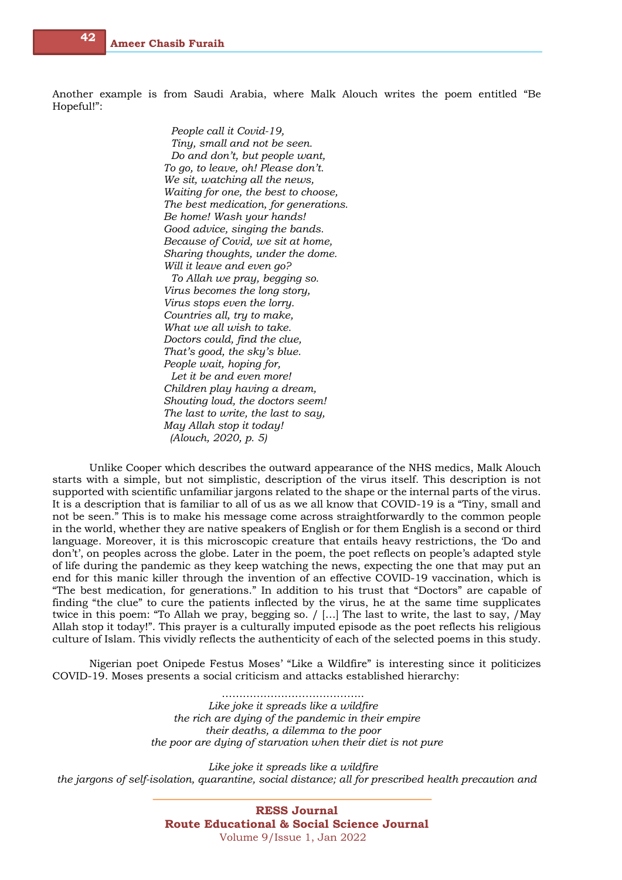Another example is from Saudi Arabia, where Malk Alouch writes the poem entitled “Be Hopeful!”:

> *People call it Covid-19,*
> *Tiny, small and not be seen.*
> *Do and don’t, but people want,*
> *To go, to leave, oh! Please don’t.*
> *We sit, watching all the news,*
> *Waiting for one, the best to choose,*
> *The best medication, for generations.*
> *Be home! Wash your hands!*
> *Good advice, singing the bands.*
> *Because of Covid, we sit at home,*
> *Sharing thoughts, under the dome.*
> *Will it leave and even go?*
> *To Allah we pray, begging so.*
> *Virus becomes the long story,*
> *Virus stops even the lorry.*
> *Countries all, try to make,*
> *What we all wish to take.*
> *Doctors could, find the clue,*
> *That’s good, the sky’s blue.*
> *People wait, hoping for,*
> *Let it be and even more!*
> *Children play having a dream,*
> *Shouting loud, the doctors seem!*
> *The last to write, the last to say,*
> *May Allah stop it today!*
> *(Alouch, 2020, p. 5)*

Unlike Cooper which describes the outward appearance of the NHS medics, Malk Alouch starts with a simple, but not simplistic, description of the virus itself. This description is not supported with scientific unfamiliar jargons related to the shape or the internal parts of the virus. It is a description that is familiar to all of us as we all know that COVID-19 is a “Tiny, small and not be seen.” This is to make his message come across straightforwardly to the common people in the world, whether they are native speakers of English or for them English is a second or third language. Moreover, it is this microscopic creature that entails heavy restrictions, the ‘Do and don’t’, on peoples across the globe. Later in the poem, the poet reflects on people’s adapted style of life during the pandemic as they keep watching the news, expecting the one that may put an end for this manic killer through the invention of an effective COVID-19 vaccination, which is “The best medication, for generations.” In addition to his trust that “Doctors” are capable of finding “the clue” to cure the patients inflected by the virus, he at the same time supplicates twice in this poem: “To Allah we pray, begging so. / […] The last to write, the last to say, /May Allah stop it today!”. This prayer is a culturally imputed episode as the poet reflects his religious culture of Islam. This vividly reflects the authenticity of each of the selected poems in this study.

Nigerian poet Onipede Festus Moses’ “Like a Wildfire” is interesting since it politicizes COVID-19. Moses presents a social criticism and attacks established hierarchy:

> ………………………………….
> *Like joke it spreads like a wildfire*
> *the rich are dying of the pandemic in their empire*
> *their deaths, a dilemma to the poor*
> *the poor are dying of starvation when their diet is not pure*
>
> *Like joke it spreads like a wildfire*
> *the jargons of self-isolation, quarantine, social distance; all for prescribed health precaution and*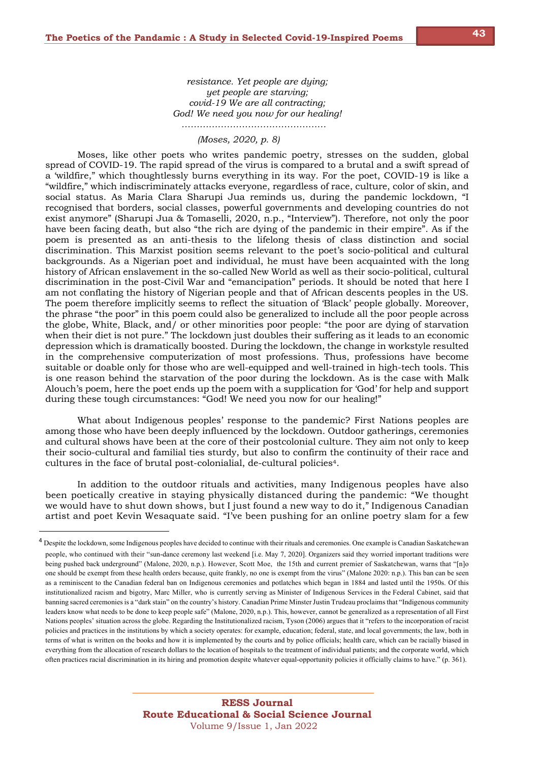*resistance. Yet people are dying;*
*yet people are starving;*
*covid-19 We are all contracting;*
*God! We need you now for our healing!*
*…………………………………………*

*(Moses, 2020, p. 8)*

Moses, like other poets who writes pandemic poetry, stresses on the sudden, global spread of COVID-19. The rapid spread of the virus is compared to a brutal and a swift spread of a 'wildfire," which thoughtlessly burns everything in its way. For the poet, COVID-19 is like a "wildfire," which indiscriminately attacks everyone, regardless of race, culture, color of skin, and social status. As Maria Clara Sharupi Jua reminds us, during the pandemic lockdown, "I recognised that borders, social classes, powerful governments and developing countries do not exist anymore" (Sharupi Jua & Tomaselli, 2020, n.p., "Interview"). Therefore, not only the poor have been facing death, but also "the rich are dying of the pandemic in their empire". As if the poem is presented as an anti-thesis to the lifelong thesis of class distinction and social discrimination. This Marxist position seems relevant to the poet's socio-political and cultural backgrounds. As a Nigerian poet and individual, he must have been acquainted with the long history of African enslavement in the so-called New World as well as their socio-political, cultural discrimination in the post-Civil War and "emancipation" periods. It should be noted that here I am not conflating the history of Nigerian people and that of African descents peoples in the US. The poem therefore implicitly seems to reflect the situation of 'Black' people globally. Moreover, the phrase "the poor" in this poem could also be generalized to include all the poor people across the globe, White, Black, and/ or other minorities poor people: "the poor are dying of starvation when their diet is not pure." The lockdown just doubles their suffering as it leads to an economic depression which is dramatically boosted. During the lockdown, the change in workstyle resulted in the comprehensive computerization of most professions. Thus, professions have become suitable or doable only for those who are well-equipped and well-trained in high-tech tools. This is one reason behind the starvation of the poor during the lockdown. As is the case with Malk Alouch's poem, here the poet ends up the poem with a supplication for 'God' for help and support during these tough circumstances: "God! We need you now for our healing!"

What about Indigenous peoples' response to the pandemic? First Nations peoples are among those who have been deeply influenced by the lockdown. Outdoor gatherings, ceremonies and cultural shows have been at the core of their postcolonial culture. They aim not only to keep their socio-cultural and familial ties sturdy, but also to confirm the continuity of their race and cultures in the face of brutal post-colonialial, de-cultural policies[4].

In addition to the outdoor rituals and activities, many Indigenous peoples have also been poetically creative in staying physically distanced during the pandemic: "We thought we would have to shut down shows, but I just found a new way to do it," Indigenous Canadian artist and poet Kevin Wesaquate said. "I've been pushing for an online poetry slam for a few

---

[4] Despite the lockdown, some Indigenous peoples have decided to continue with their rituals and ceremonies. One example is Canadian Saskatchewan people, who continued with their "sun-dance ceremony last weekend [i.e. May 7, 2020]. Organizers said they worried important traditions were being pushed back underground" (Malone, 2020, n.p.). However, Scott Moe, the 15th and current premier of Saskatchewan, warns that "[n]o one should be exempt from these health orders because, quite frankly, no one is exempt from the virus" (Malone 2020: n.p.). This ban can be seen as a reminiscent to the Canadian federal ban on Indigenous ceremonies and potlatches which began in 1884 and lasted until the 1950s. Of this institutionalized racism and bigotry, Marc Miller, who is currently serving as Minister of Indigenous Services in the Federal Cabinet, said that banning sacred ceremonies is a "dark stain" on the country's history. Canadian Prime Minster Justin Trudeau proclaims that "Indigenous community leaders know what needs to be done to keep people safe" (Malone, 2020, n.p.). This, however, cannot be generalized as a representation of all First Nations peoples' situation across the globe. Regarding the Institutionalized racism, Tyson (2006) argues that it "refers to the incorporation of racist policies and practices in the institutions by which a society operates: for example, education; federal, state, and local governments; the law, both in terms of what is written on the books and how it is implemented by the courts and by police officials; health care, which can be racially biased in everything from the allocation of research dollars to the location of hospitals to the treatment of individual patients; and the corporate world, which often practices racial discrimination in its hiring and promotion despite whatever equal-opportunity policies it officially claims to have." (p. 361).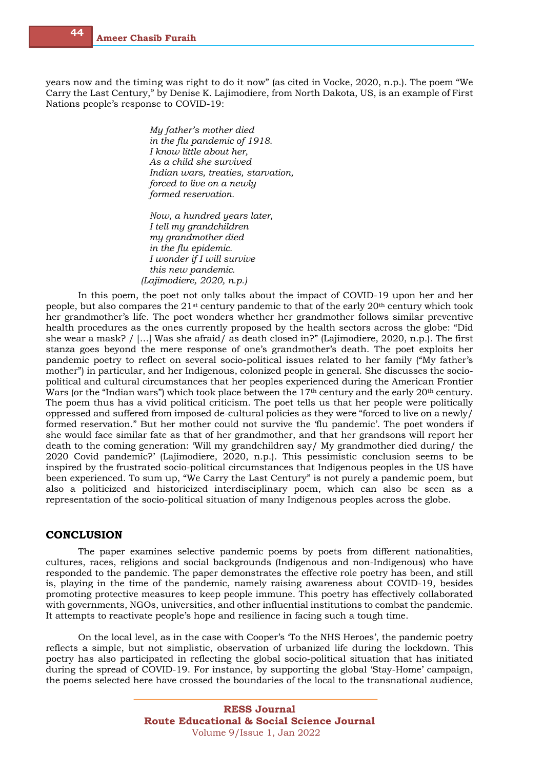years now and the timing was right to do it now" (as cited in Vocke, 2020, n.p.). The poem "We Carry the Last Century," by Denise K. Lajimodiere, from North Dakota, US, is an example of First Nations people's response to COVID-19:

> *My father's mother died*
> *in the flu pandemic of 1918.*
> *I know little about her,*
> *As a child she survived*
> *Indian wars, treaties, starvation,*
> *forced to live on a newly*
> *formed reservation.*
>
> *Now, a hundred years later,*
> *I tell my grandchildren*
> *my grandmother died*
> *in the flu epidemic.*
> *I wonder if I will survive*
> *this new pandemic.*
> *(Lajimodiere, 2020, n.p.)*

In this poem, the poet not only talks about the impact of COVID-19 upon her and her people, but also compares the 21st century pandemic to that of the early 20th century which took her grandmother's life. The poet wonders whether her grandmother follows similar preventive health procedures as the ones currently proposed by the health sectors across the globe: "Did she wear a mask? / […] Was she afraid/ as death closed in?" (Lajimodiere, 2020, n.p.). The first stanza goes beyond the mere response of one's grandmother's death. The poet exploits her pandemic poetry to reflect on several socio-political issues related to her family ("My father's mother") in particular, and her Indigenous, colonized people in general. She discusses the socio-political and cultural circumstances that her peoples experienced during the American Frontier Wars (or the "Indian wars") which took place between the 17th century and the early 20th century. The poem thus has a vivid political criticism. The poet tells us that her people were politically oppressed and suffered from imposed de-cultural policies as they were "forced to live on a newly/ formed reservation." But her mother could not survive the 'flu pandemic'. The poet wonders if she would face similar fate as that of her grandmother, and that her grandsons will report her death to the coming generation: 'Will my grandchildren say/ My grandmother died during/ the 2020 Covid pandemic?' (Lajimodiere, 2020, n.p.). This pessimistic conclusion seems to be inspired by the frustrated socio-political circumstances that Indigenous peoples in the US have been experienced. To sum up, "We Carry the Last Century" is not purely a pandemic poem, but also a politicized and historicized interdisciplinary poem, which can also be seen as a representation of the socio-political situation of many Indigenous peoples across the globe.

## CONCLUSION

The paper examines selective pandemic poems by poets from different nationalities, cultures, races, religions and social backgrounds (Indigenous and non-Indigenous) who have responded to the pandemic. The paper demonstrates the effective role poetry has been, and still is, playing in the time of the pandemic, namely raising awareness about COVID-19, besides promoting protective measures to keep people immune. This poetry has effectively collaborated with governments, NGOs, universities, and other influential institutions to combat the pandemic. It attempts to reactivate people's hope and resilience in facing such a tough time.

On the local level, as in the case with Cooper's 'To the NHS Heroes', the pandemic poetry reflects a simple, but not simplistic, observation of urbanized life during the lockdown. This poetry has also participated in reflecting the global socio-political situation that has initiated during the spread of COVID-19. For instance, by supporting the global 'Stay-Home' campaign, the poems selected here have crossed the boundaries of the local to the transnational audience,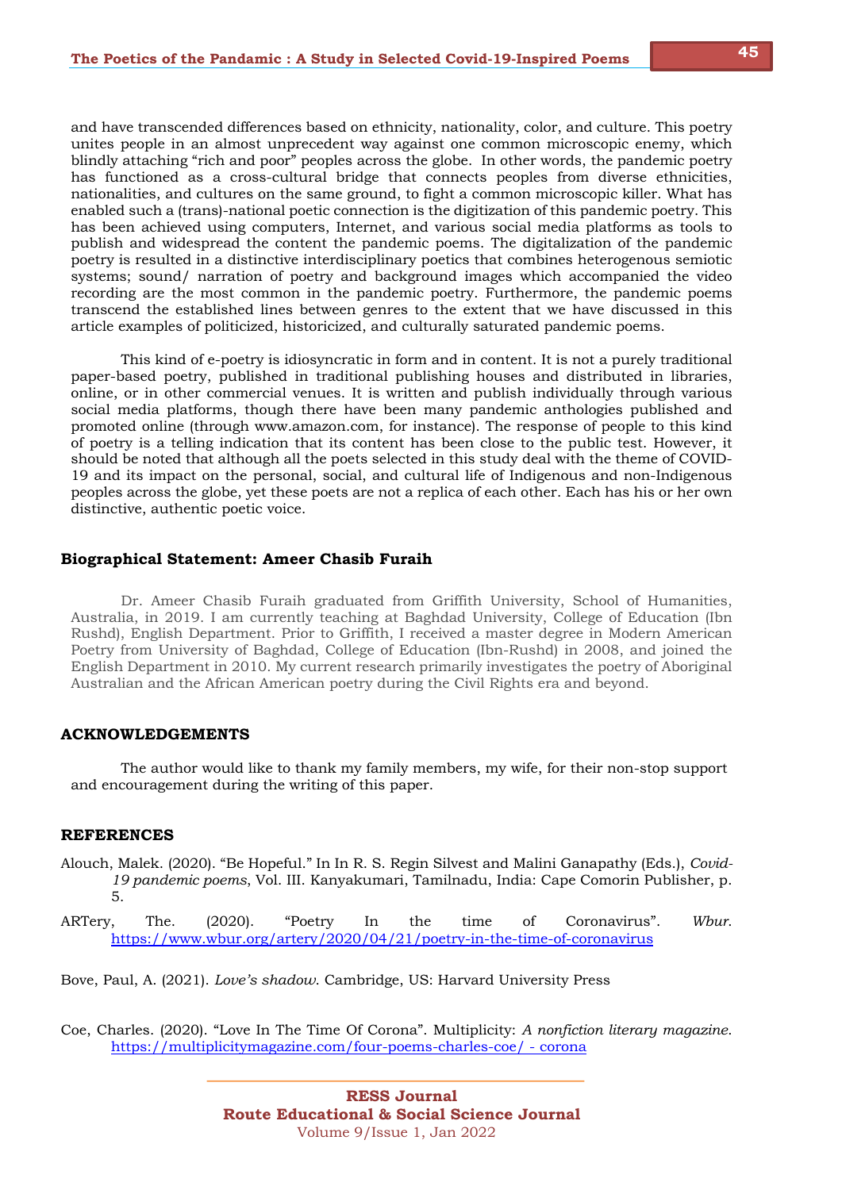and have transcended differences based on ethnicity, nationality, color, and culture. This poetry unites people in an almost unprecedent way against one common microscopic enemy, which blindly attaching "rich and poor" peoples across the globe. In other words, the pandemic poetry has functioned as a cross-cultural bridge that connects peoples from diverse ethnicities, nationalities, and cultures on the same ground, to fight a common microscopic killer. What has enabled such a (trans)-national poetic connection is the digitization of this pandemic poetry. This has been achieved using computers, Internet, and various social media platforms as tools to publish and widespread the content the pandemic poems. The digitalization of the pandemic poetry is resulted in a distinctive interdisciplinary poetics that combines heterogenous semiotic systems; sound/ narration of poetry and background images which accompanied the video recording are the most common in the pandemic poetry. Furthermore, the pandemic poems transcend the established lines between genres to the extent that we have discussed in this article examples of politicized, historicized, and culturally saturated pandemic poems.

This kind of e-poetry is idiosyncratic in form and in content. It is not a purely traditional paper-based poetry, published in traditional publishing houses and distributed in libraries, online, or in other commercial venues. It is written and publish individually through various social media platforms, though there have been many pandemic anthologies published and promoted online (through www.amazon.com, for instance). The response of people to this kind of poetry is a telling indication that its content has been close to the public test. However, it should be noted that although all the poets selected in this study deal with the theme of COVID-19 and its impact on the personal, social, and cultural life of Indigenous and non-Indigenous peoples across the globe, yet these poets are not a replica of each other. Each has his or her own distinctive, authentic poetic voice.

## Biographical Statement: Ameer Chasib Furaih

Dr. Ameer Chasib Furaih graduated from Griffith University, School of Humanities, Australia, in 2019. I am currently teaching at Baghdad University, College of Education (Ibn Rushd), English Department. Prior to Griffith, I received a master degree in Modern American Poetry from University of Baghdad, College of Education (Ibn-Rushd) in 2008, and joined the English Department in 2010. My current research primarily investigates the poetry of Aboriginal Australian and the African American poetry during the Civil Rights era and beyond.

## ACKNOWLEDGEMENTS

The author would like to thank my family members, my wife, for their non-stop support and encouragement during the writing of this paper.

## REFERENCES

Alouch, Malek. (2020). "Be Hopeful." In In R. S. Regin Silvest and Malini Ganapathy (Eds.), *Covid-19 pandemic poems*, Vol. III. Kanyakumari, Tamilnadu, India: Cape Comorin Publisher, p. 5.

ARTery, The. (2020). "Poetry In the time of Coronavirus". *Wbur*. https://www.wbur.org/artery/2020/04/21/poetry-in-the-time-of-coronavirus

Bove, Paul, A. (2021). *Love's shadow*. Cambridge, US: Harvard University Press

Coe, Charles. (2020). "Love In The Time Of Corona". Multiplicity: *A nonfiction literary magazine*. https://multiplicitymagazine.com/four-poems-charles-coe/ - corona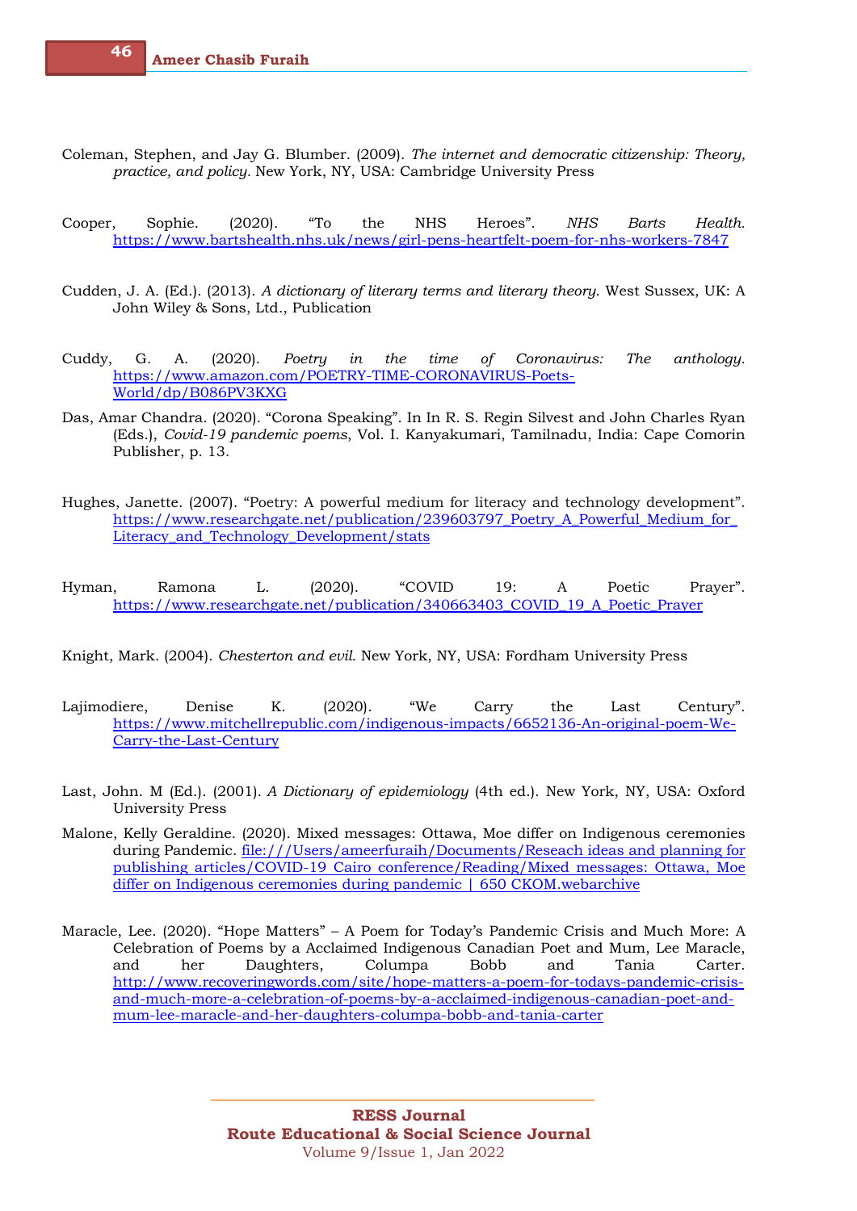Coleman, Stephen, and Jay G. Blumber. (2009). *The internet and democratic citizenship: Theory, practice, and policy.* New York, NY, USA: Cambridge University Press

Cooper, Sophie. (2020). "To the NHS Heroes". *NHS Barts Health.* https://www.bartshealth.nhs.uk/news/girl-pens-heartfelt-poem-for-nhs-workers-7847

Cudden, J. A. (Ed.). (2013). *A dictionary of literary terms and literary theory*. West Sussex, UK: A John Wiley & Sons, Ltd., Publication

Cuddy, G. A. (2020). *Poetry in the time of Coronavirus: The anthology*. https://www.amazon.com/POETRY-TIME-CORONAVIRUS-Poets-World/dp/B086PV3KXG

Das, Amar Chandra. (2020). "Corona Speaking". In In R. S. Regin Silvest and John Charles Ryan (Eds.), *Covid-19 pandemic poems*, Vol. I. Kanyakumari, Tamilnadu, India: Cape Comorin Publisher, p. 13.

Hughes, Janette. (2007). "Poetry: A powerful medium for literacy and technology development". https://www.researchgate.net/publication/239603797_Poetry_A_Powerful_Medium_for_Literacy_and_Technology_Development/stats

Hyman, Ramona L. (2020). "COVID 19: A Poetic Prayer". https://www.researchgate.net/publication/340663403_COVID_19_A_Poetic_Prayer

Knight, Mark. (2004). *Chesterton and evil*. New York, NY, USA: Fordham University Press

Lajimodiere, Denise K. (2020). "We Carry the Last Century". https://www.mitchellrepublic.com/indigenous-impacts/6652136-An-original-poem-We-Carry-the-Last-Century

Last, John. M (Ed.). (2001). *A Dictionary of epidemiology* (4th ed.). New York, NY, USA: Oxford University Press

Malone, Kelly Geraldine. (2020). Mixed messages: Ottawa, Moe differ on Indigenous ceremonies during Pandemic. file:///Users/ameerfuraih/Documents/Reseach ideas and planning for publishing articles/COVID-19 Cairo conference/Reading/Mixed messages: Ottawa, Moe differ on Indigenous ceremonies during pandemic | 650 CKOM.webarchive

Maracle, Lee. (2020). "Hope Matters" – A Poem for Today's Pandemic Crisis and Much More: A Celebration of Poems by a Acclaimed Indigenous Canadian Poet and Mum, Lee Maracle, and her Daughters, Columpa Bobb and Tania Carter. http://www.recoveringwords.com/site/hope-matters-a-poem-for-todays-pandemic-crisis-and-much-more-a-celebration-of-poems-by-a-acclaimed-indigenous-canadian-poet-and-mum-lee-maracle-and-her-daughters-columpa-bobb-and-tania-carter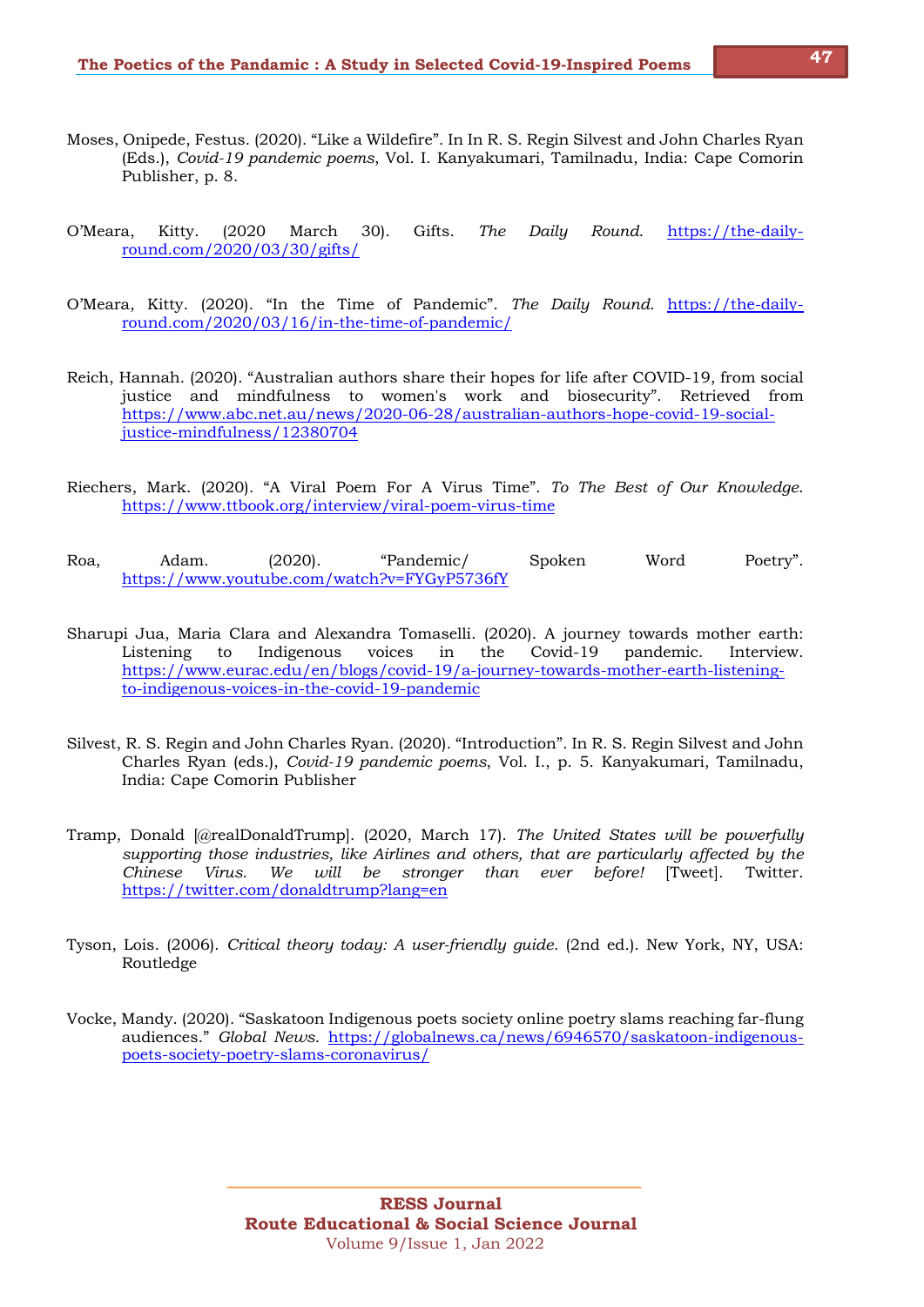Moses, Onipede, Festus. (2020). “Like a Wildefire”. In In R. S. Regin Silvest and John Charles Ryan (Eds.), *Covid-19 pandemic poems*, Vol. I. Kanyakumari, Tamilnadu, India: Cape Comorin Publisher, p. 8.

O’Meara, Kitty. (2020 March 30). Gifts. *The Daily Round*. https://the-daily-round.com/2020/03/30/gifts/

O’Meara, Kitty. (2020). “In the Time of Pandemic”. *The Daily Round*. https://the-daily-round.com/2020/03/16/in-the-time-of-pandemic/

Reich, Hannah. (2020). “Australian authors share their hopes for life after COVID-19, from social justice and mindfulness to women's work and biosecurity”. Retrieved from https://www.abc.net.au/news/2020-06-28/australian-authors-hope-covid-19-social-justice-mindfulness/12380704

Riechers, Mark. (2020). “A Viral Poem For A Virus Time”. *To The Best of Our Knowledge*. https://www.ttbook.org/interview/viral-poem-virus-time

Roa, Adam. (2020). “Pandemic/ Spoken Word Poetry”. https://www.youtube.com/watch?v=FYGyP5736fY

Sharupi Jua, Maria Clara and Alexandra Tomaselli. (2020). A journey towards mother earth: Listening to Indigenous voices in the Covid-19 pandemic. Interview. https://www.eurac.edu/en/blogs/covid-19/a-journey-towards-mother-earth-listening-to-indigenous-voices-in-the-covid-19-pandemic

Silvest, R. S. Regin and John Charles Ryan. (2020). “Introduction”. In R. S. Regin Silvest and John Charles Ryan (eds.), *Covid-19 pandemic poems*, Vol. I., p. 5. Kanyakumari, Tamilnadu, India: Cape Comorin Publisher

Tramp, Donald [@realDonaldTrump]. (2020, March 17). *The United States will be powerfully supporting those industries, like Airlines and others, that are particularly affected by the Chinese Virus. We will be stronger than ever before!* [Tweet]. Twitter. https://twitter.com/donaldtrump?lang=en

Tyson, Lois. (2006). *Critical theory today: A user-friendly guide*. (2nd ed.). New York, NY, USA: Routledge

Vocke, Mandy. (2020). “Saskatoon Indigenous poets society online poetry slams reaching far-flung audiences.” *Global News*. https://globalnews.ca/news/6946570/saskatoon-indigenous-poets-society-poetry-slams-coronavirus/